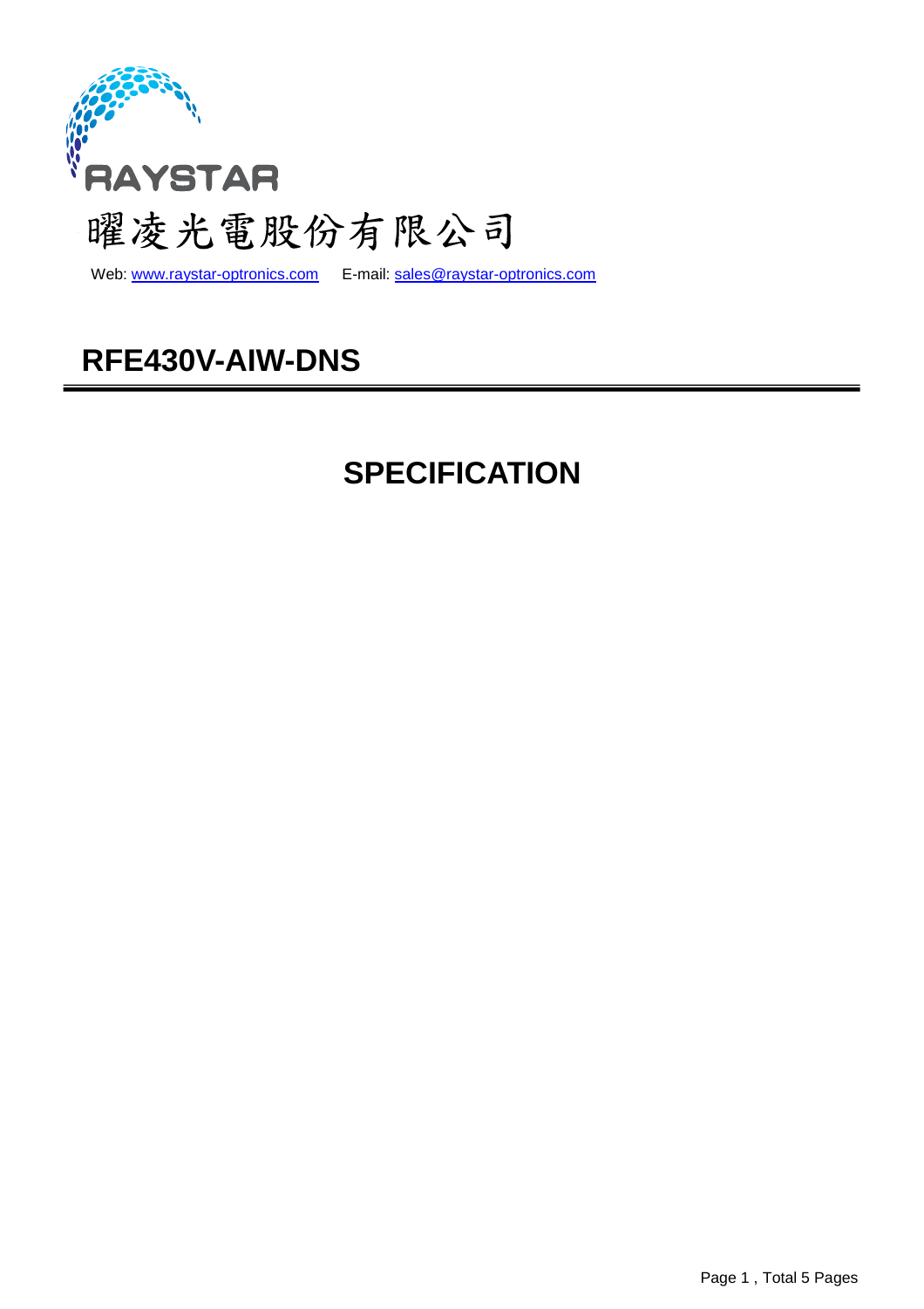RAYSTAR

曜凌光電股份有限公司

Web: www.raystar-optronics.com    E-mail: sales@raystar-optronics.com

# RFE430V-AIW-DNS

# SPECIFICATION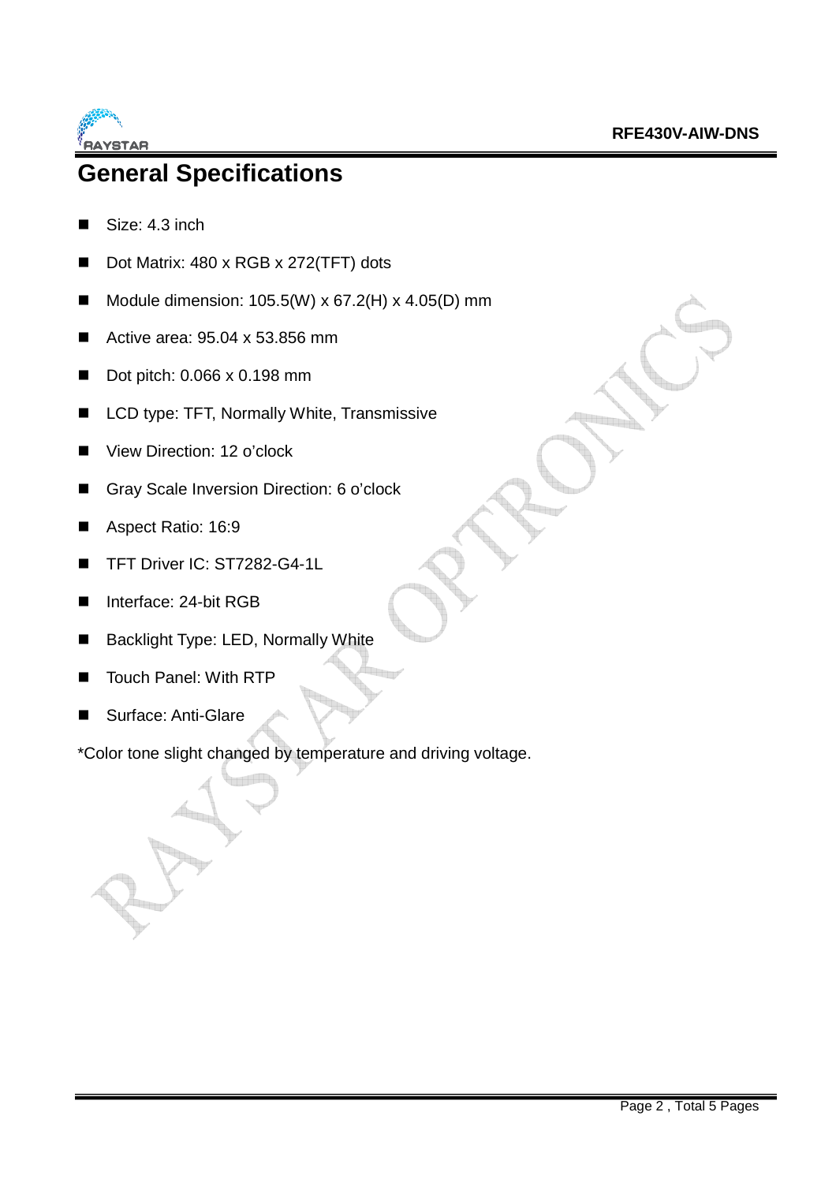# General Specifications

- Size: 4.3 inch
- Dot Matrix: 480 x RGB x 272(TFT) dots
- Module dimension: 105.5(W) x 67.2(H) x 4.05(D) mm
- Active area: 95.04 x 53.856 mm
- Dot pitch: 0.066 x 0.198 mm
- LCD type: TFT, Normally White, Transmissive
- View Direction: 12 o'clock
- Gray Scale Inversion Direction: 6 o'clock
- Aspect Ratio: 16:9
- TFT Driver IC: ST7282-G4-1L
- Interface: 24-bit RGB
- Backlight Type: LED, Normally White
- Touch Panel: With RTP
- Surface: Anti-Glare

*Color tone slight changed by temperature and driving voltage.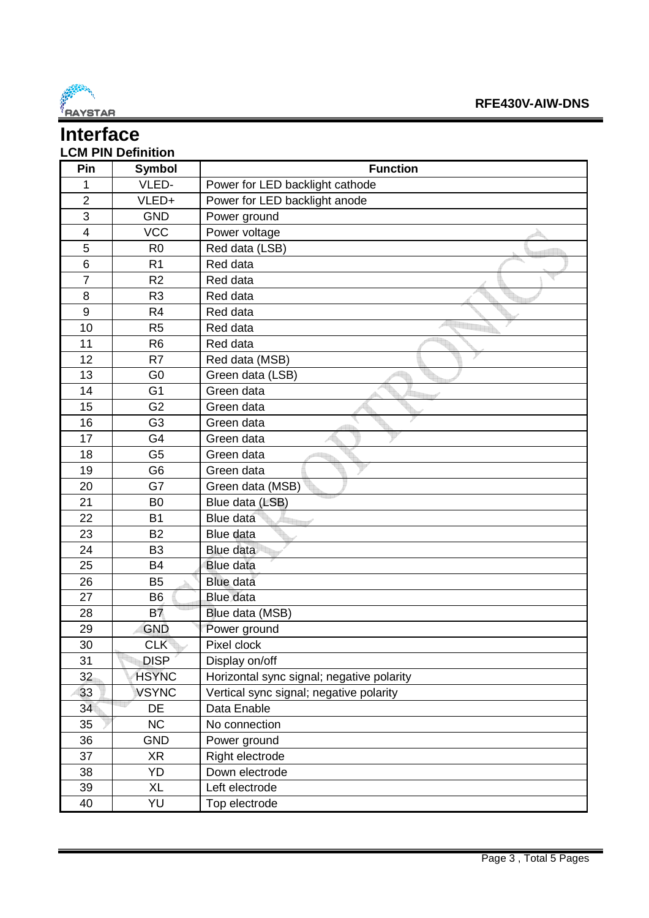# Interface

## LCM PIN Definition

| Pin | Symbol | Function |
|---|---|---|
| 1 | VLED- | Power for LED backlight cathode |
| 2 | VLED+ | Power for LED backlight anode |
| 3 | GND | Power ground |
| 4 | VCC | Power voltage |
| 5 | R0 | Red data (LSB) |
| 6 | R1 | Red data |
| 7 | R2 | Red data |
| 8 | R3 | Red data |
| 9 | R4 | Red data |
| 10 | R5 | Red data |
| 11 | R6 | Red data |
| 12 | R7 | Red data (MSB) |
| 13 | G0 | Green data (LSB) |
| 14 | G1 | Green data |
| 15 | G2 | Green data |
| 16 | G3 | Green data |
| 17 | G4 | Green data |
| 18 | G5 | Green data |
| 19 | G6 | Green data |
| 20 | G7 | Green data (MSB) |
| 21 | B0 | Blue data (LSB) |
| 22 | B1 | Blue data |
| 23 | B2 | Blue data |
| 24 | B3 | Blue data |
| 25 | B4 | Blue data |
| 26 | B5 | Blue data |
| 27 | B6 | Blue data |
| 28 | B7 | Blue data (MSB) |
| 29 | GND | Power ground |
| 30 | CLK | Pixel clock |
| 31 | DISP | Display on/off |
| 32 | HSYNC | Horizontal sync signal; negative polarity |
| 33 | VSYNC | Vertical sync signal; negative polarity |
| 34 | DE | Data Enable |
| 35 | NC | No connection |
| 36 | GND | Power ground |
| 37 | XR | Right electrode |
| 38 | YD | Down electrode |
| 39 | XL | Left electrode |
| 40 | YU | Top electrode |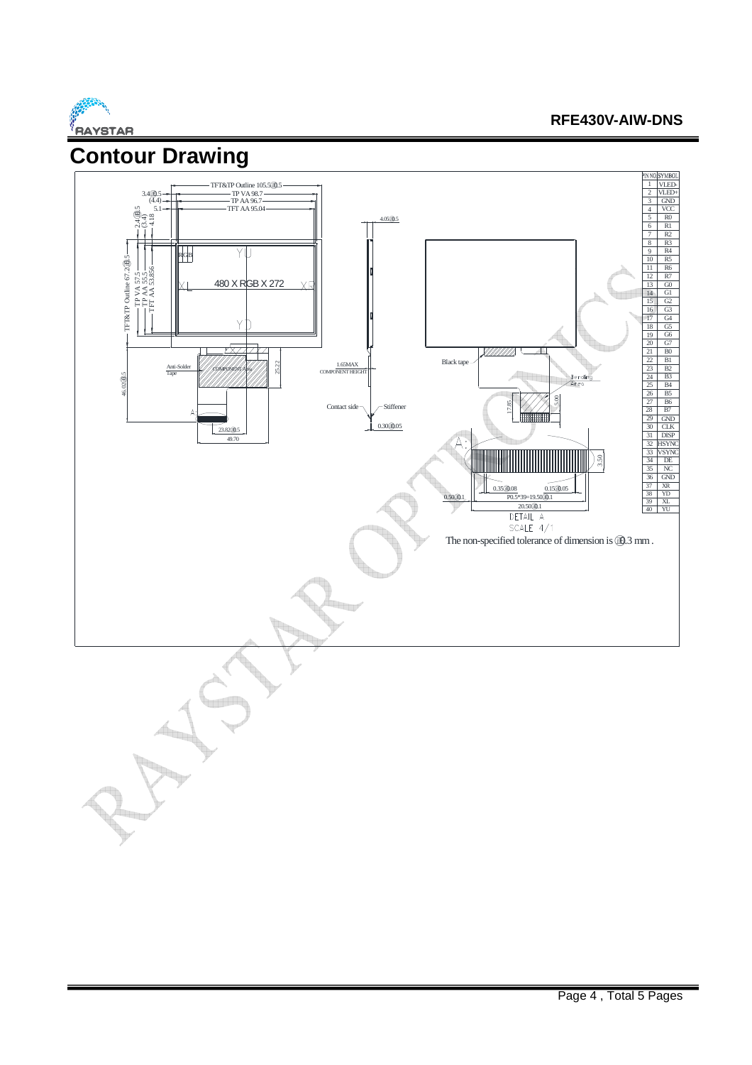# Contour Drawing

TFT&TP Outline 105.5±0.5

3.4±0.5

(4.4)

5.1

TP VA 98.7

TP AA 96.7

TFT AA 95.04

2.4±0.5

(3.4)

4.18

4.05±0.5

TFT&TP Outline 67.2±0.5

TP VA 57.5

TP AA 55.5

TFT AA 53.856

RGB

YU

XL

480 X RGB X 272

XR

YD

Anti-Solder Tape

COMPONENT Area

25.22

46.02±0.5

1.65MAX COMPONENT HEIGHT

Contact side

Stiffener

0.30±0.05

23.82±0.5

49.70

Black tape

Bending Area

17.85

5.00

A

3.50

0.35±0.08

0.15±0.05

0.50±0.1

P0.5*39=19.50±0.1

20.50±0.1

DETAIL A

SCALE 4/1

The non-specified tolerance of dimension is ±0.3 mm .

| PIN NO. | SYMBOL |
|---|---|
| 1 | VLED- |
| 2 | VLED+ |
| 3 | GND |
| 4 | VCC |
| 5 | R0 |
| 6 | R1 |
| 7 | R2 |
| 8 | R3 |
| 9 | R4 |
| 10 | R5 |
| 11 | R6 |
| 12 | R7 |
| 13 | G0 |
| 14 | G1 |
| 15 | G2 |
| 16 | G3 |
| 17 | G4 |
| 18 | G5 |
| 19 | G6 |
| 20 | G7 |
| 21 | B0 |
| 22 | B1 |
| 23 | B2 |
| 24 | B3 |
| 25 | B4 |
| 26 | B5 |
| 27 | B6 |
| 28 | B7 |
| 29 | GND |
| 30 | CLK |
| 31 | DISP |
| 32 | HSYNC |
| 33 | VSYNC |
| 34 | DE |
| 35 | NC |
| 36 | GND |
| 37 | XR |
| 38 | YD |
| 39 | XL |
| 40 | YU |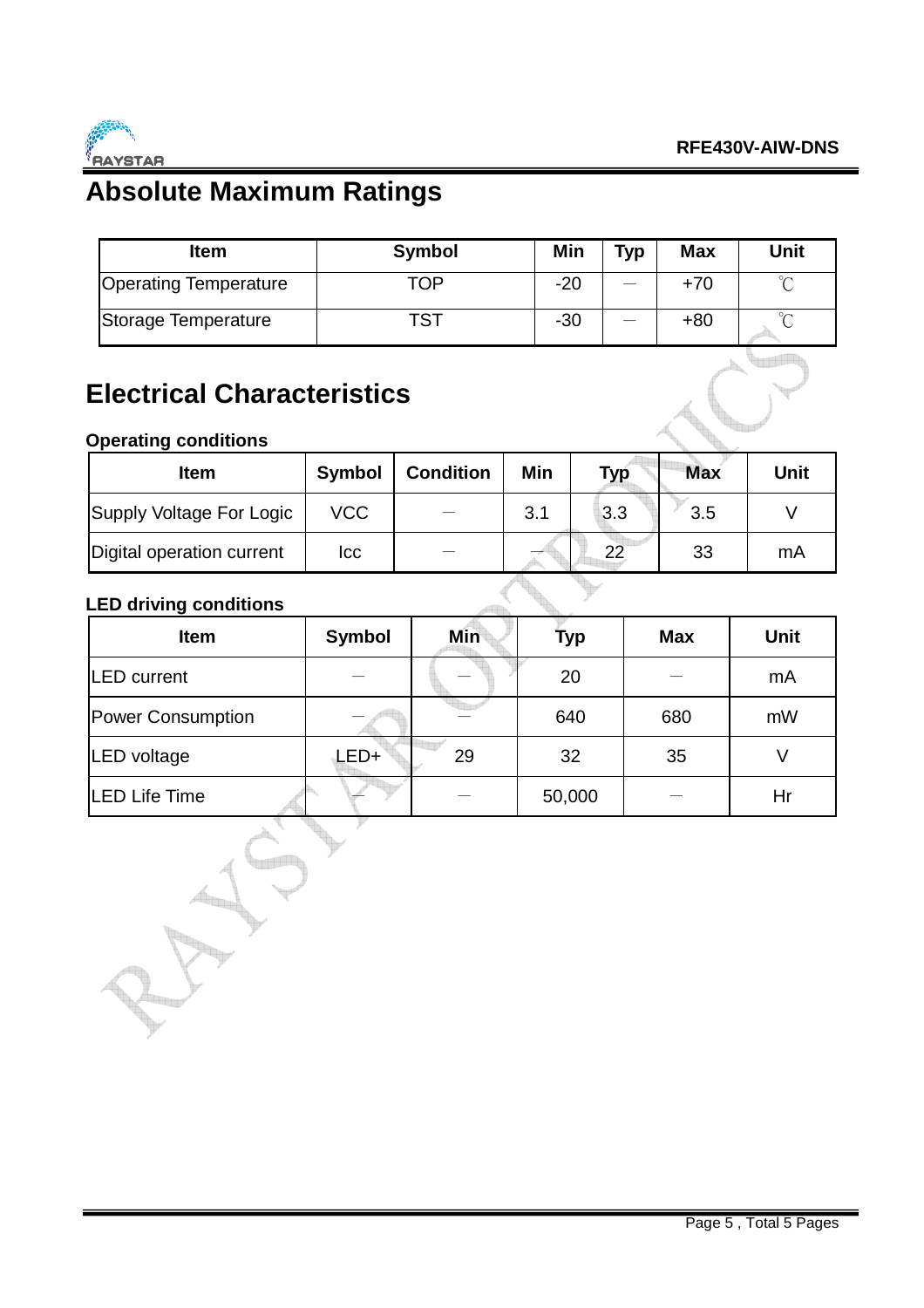## Absolute Maximum Ratings

| Item | Symbol | Min | Typ | Max | Unit |
|---|---|---|---|---|---|
| Operating Temperature | TOP | -20 | — | +70 | ℃ |
| Storage Temperature | TST | -30 | — | +80 | ℃ |

## Electrical Characteristics

**Operating conditions**

| Item | Symbol | Condition | Min | Typ | Max | Unit |
|---|---|---|---|---|---|---|
| Supply Voltage For Logic | VCC | — | 3.1 | 3.3 | 3.5 | V |
| Digital operation current | Icc | — | — | 22 | 33 | mA |

**LED driving conditions**

| Item | Symbol | Min | Typ | Max | Unit |
|---|---|---|---|---|---|
| LED current | — | — | 20 | — | mA |
| Power Consumption | — | — | 640 | 680 | mW |
| LED voltage | LED+ | 29 | 32 | 35 | V |
| LED Life Time | — | — | 50,000 | — | Hr |